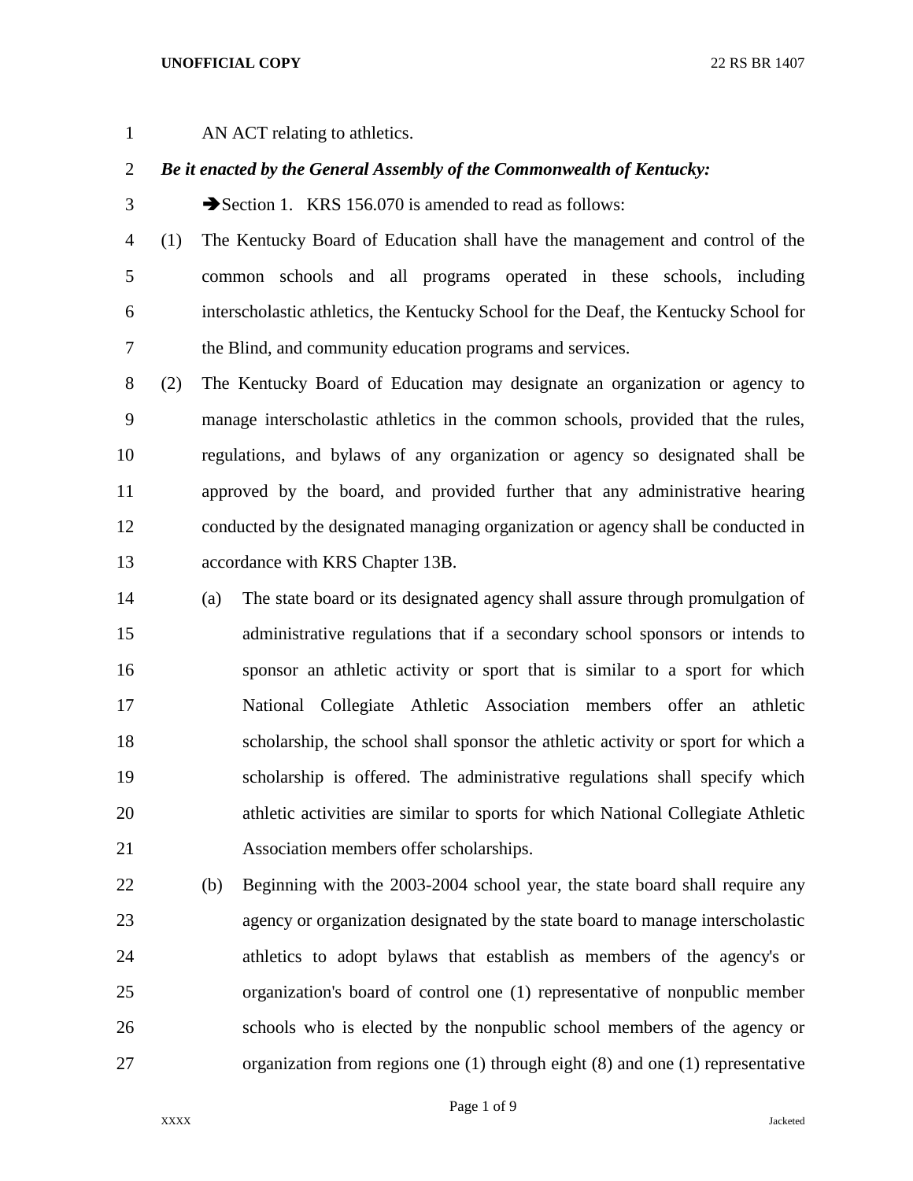AN ACT relating to athletics.

***Be it enacted by the General Assembly of the Commonwealth of Kentucky:***

➔Section 1. KRS 156.070 is amended to read as follows:

(1) The Kentucky Board of Education shall have the management and control of the common schools and all programs operated in these schools, including interscholastic athletics, the Kentucky School for the Deaf, the Kentucky School for the Blind, and community education programs and services.

(2) The Kentucky Board of Education may designate an organization or agency to manage interscholastic athletics in the common schools, provided that the rules, regulations, and bylaws of any organization or agency so designated shall be approved by the board, and provided further that any administrative hearing conducted by the designated managing organization or agency shall be conducted in accordance with KRS Chapter 13B.

(a) The state board or its designated agency shall assure through promulgation of administrative regulations that if a secondary school sponsors or intends to sponsor an athletic activity or sport that is similar to a sport for which National Collegiate Athletic Association members offer an athletic scholarship, the school shall sponsor the athletic activity or sport for which a scholarship is offered. The administrative regulations shall specify which athletic activities are similar to sports for which National Collegiate Athletic Association members offer scholarships.

(b) Beginning with the 2003-2004 school year, the state board shall require any agency or organization designated by the state board to manage interscholastic athletics to adopt bylaws that establish as members of the agency's or organization's board of control one (1) representative of nonpublic member schools who is elected by the nonpublic school members of the agency or organization from regions one (1) through eight (8) and one (1) representative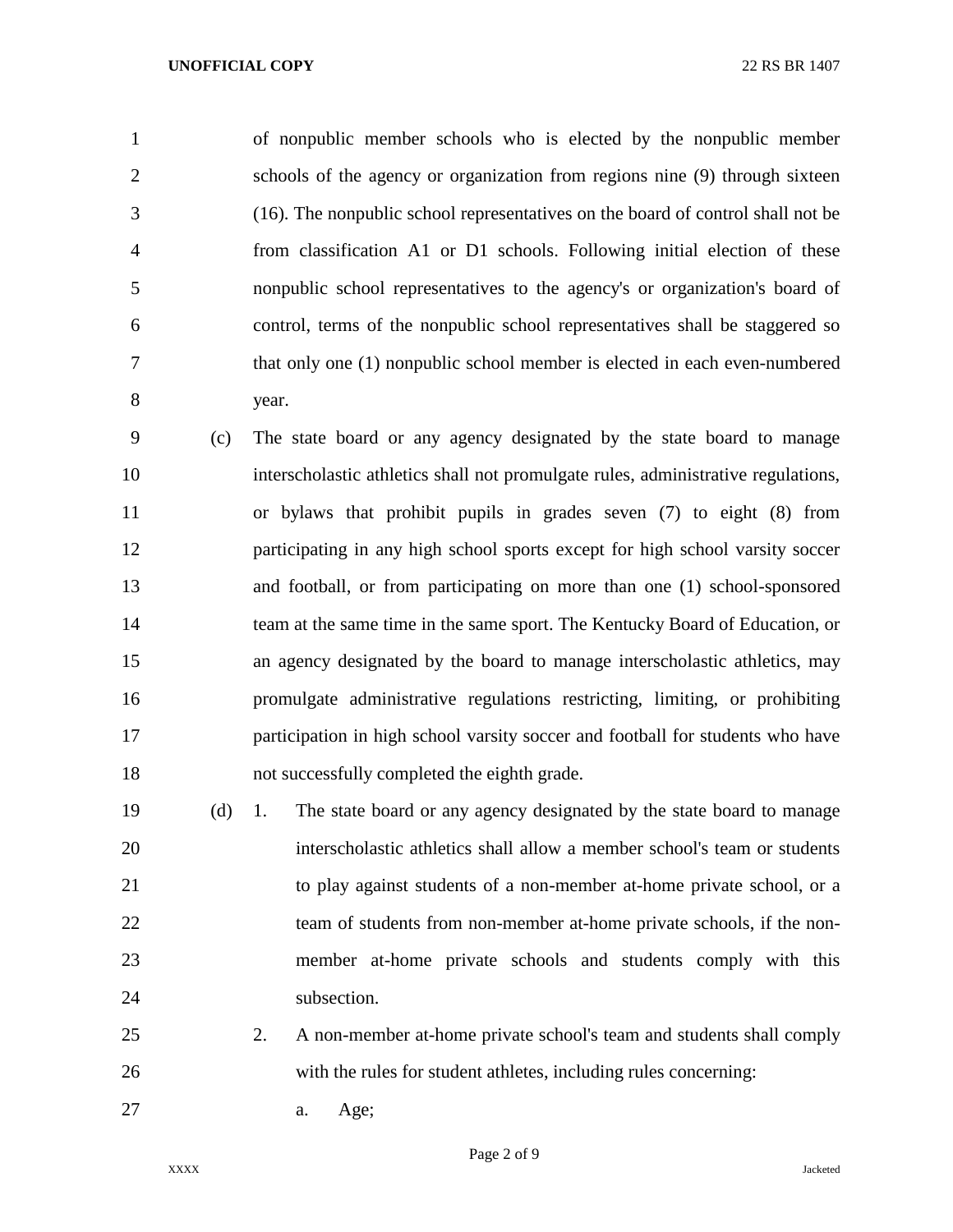of nonpublic member schools who is elected by the nonpublic member schools of the agency or organization from regions nine (9) through sixteen (16). The nonpublic school representatives on the board of control shall not be from classification A1 or D1 schools. Following initial election of these nonpublic school representatives to the agency's or organization's board of control, terms of the nonpublic school representatives shall be staggered so that only one (1) nonpublic school member is elected in each even-numbered year.

(c) The state board or any agency designated by the state board to manage interscholastic athletics shall not promulgate rules, administrative regulations, or bylaws that prohibit pupils in grades seven (7) to eight (8) from participating in any high school sports except for high school varsity soccer and football, or from participating on more than one (1) school-sponsored team at the same time in the same sport. The Kentucky Board of Education, or an agency designated by the board to manage interscholastic athletics, may promulgate administrative regulations restricting, limiting, or prohibiting participation in high school varsity soccer and football for students who have not successfully completed the eighth grade.

(d) 1. The state board or any agency designated by the state board to manage interscholastic athletics shall allow a member school's team or students to play against students of a non-member at-home private school, or a team of students from non-member at-home private schools, if the non-member at-home private schools and students comply with this subsection.

2. A non-member at-home private school's team and students shall comply with the rules for student athletes, including rules concerning:

a. Age;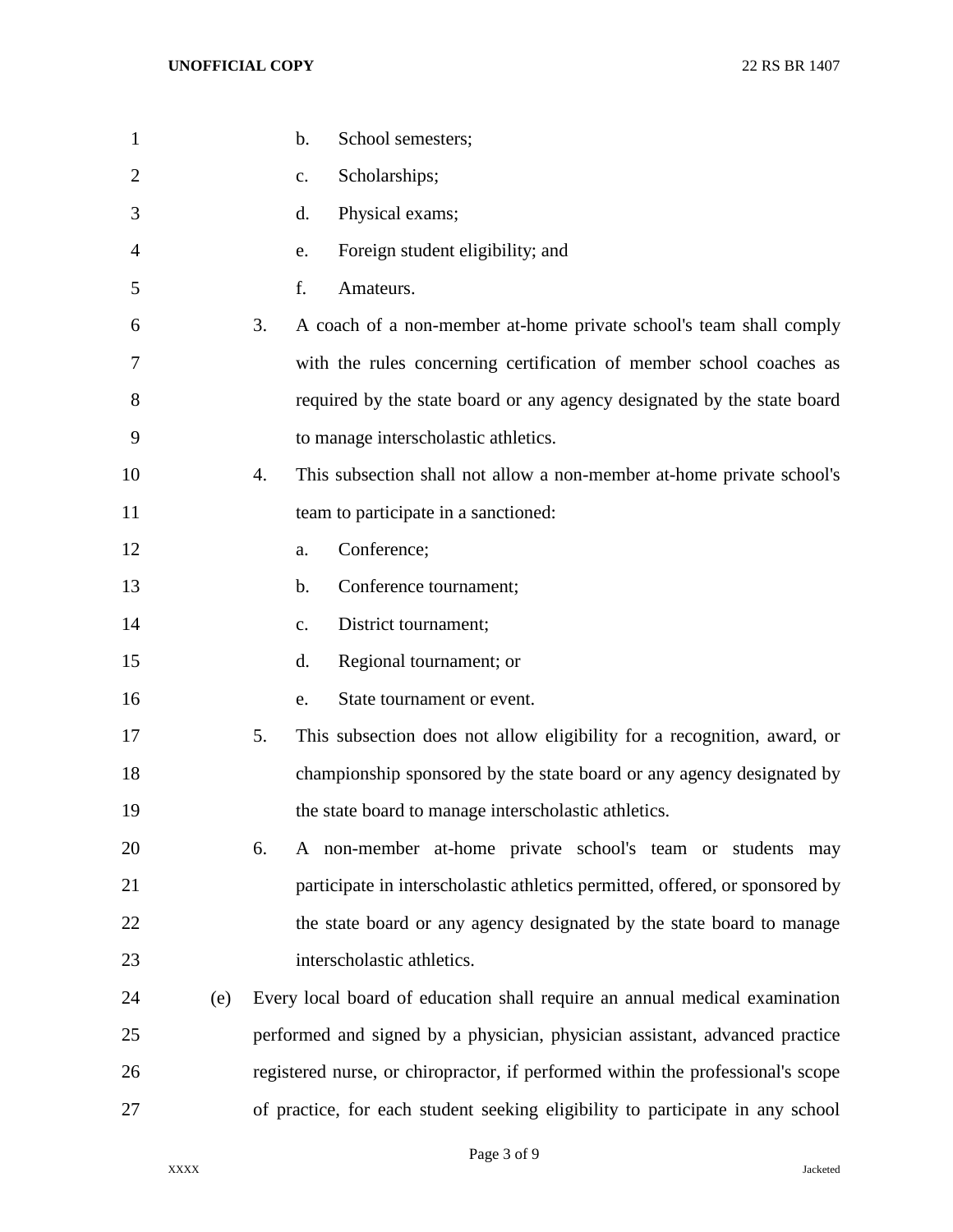b. School semesters;

c. Scholarships;

d. Physical exams;

e. Foreign student eligibility; and

f. Amateurs.

3. A coach of a non-member at-home private school's team shall comply with the rules concerning certification of member school coaches as required by the state board or any agency designated by the state board to manage interscholastic athletics.

4. This subsection shall not allow a non-member at-home private school's team to participate in a sanctioned:

a. Conference;

b. Conference tournament;

c. District tournament;

d. Regional tournament; or

e. State tournament or event.

5. This subsection does not allow eligibility for a recognition, award, or championship sponsored by the state board or any agency designated by the state board to manage interscholastic athletics.

6. A non-member at-home private school's team or students may participate in interscholastic athletics permitted, offered, or sponsored by the state board or any agency designated by the state board to manage interscholastic athletics.

(e) Every local board of education shall require an annual medical examination performed and signed by a physician, physician assistant, advanced practice registered nurse, or chiropractor, if performed within the professional's scope of practice, for each student seeking eligibility to participate in any school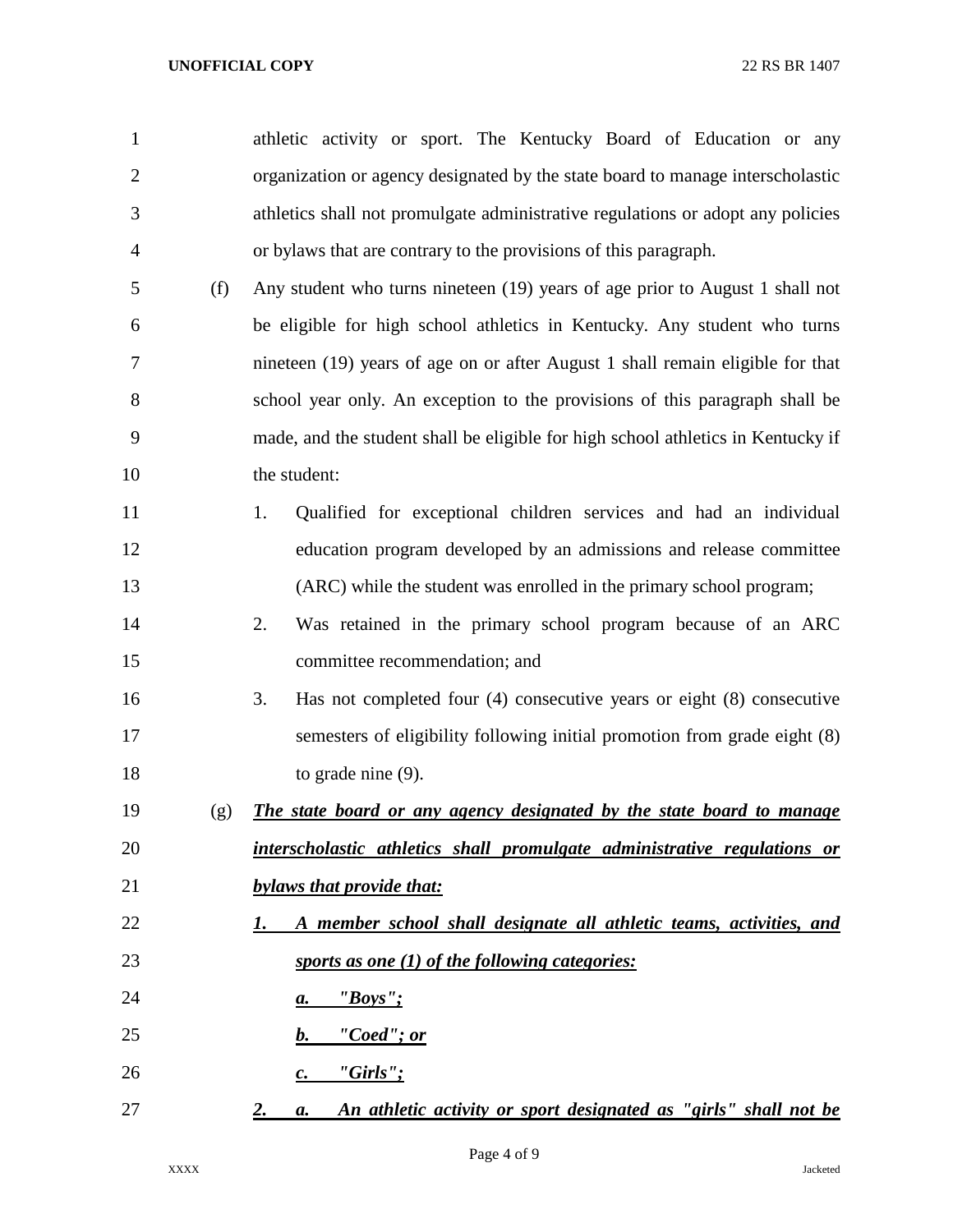athletic activity or sport. The Kentucky Board of Education or any organization or agency designated by the state board to manage interscholastic athletics shall not promulgate administrative regulations or adopt any policies or bylaws that are contrary to the provisions of this paragraph.

(f) Any student who turns nineteen (19) years of age prior to August 1 shall not be eligible for high school athletics in Kentucky. Any student who turns nineteen (19) years of age on or after August 1 shall remain eligible for that school year only. An exception to the provisions of this paragraph shall be made, and the student shall be eligible for high school athletics in Kentucky if the student:

1. Qualified for exceptional children services and had an individual education program developed by an admissions and release committee (ARC) while the student was enrolled in the primary school program;
2. Was retained in the primary school program because of an ARC committee recommendation; and
3. Has not completed four (4) consecutive years or eight (8) consecutive semesters of eligibility following initial promotion from grade eight (8) to grade nine (9).

(g) ***The state board or any agency designated by the state board to manage interscholastic athletics shall promulgate administrative regulations or bylaws that provide that:***

***1. A member school shall designate all athletic teams, activities, and sports as one (1) of the following categories:***

***a. "Boys";***

***b. "Coed"; or***

***c. "Girls";***

***2. a. An athletic activity or sport designated as "girls" shall not be***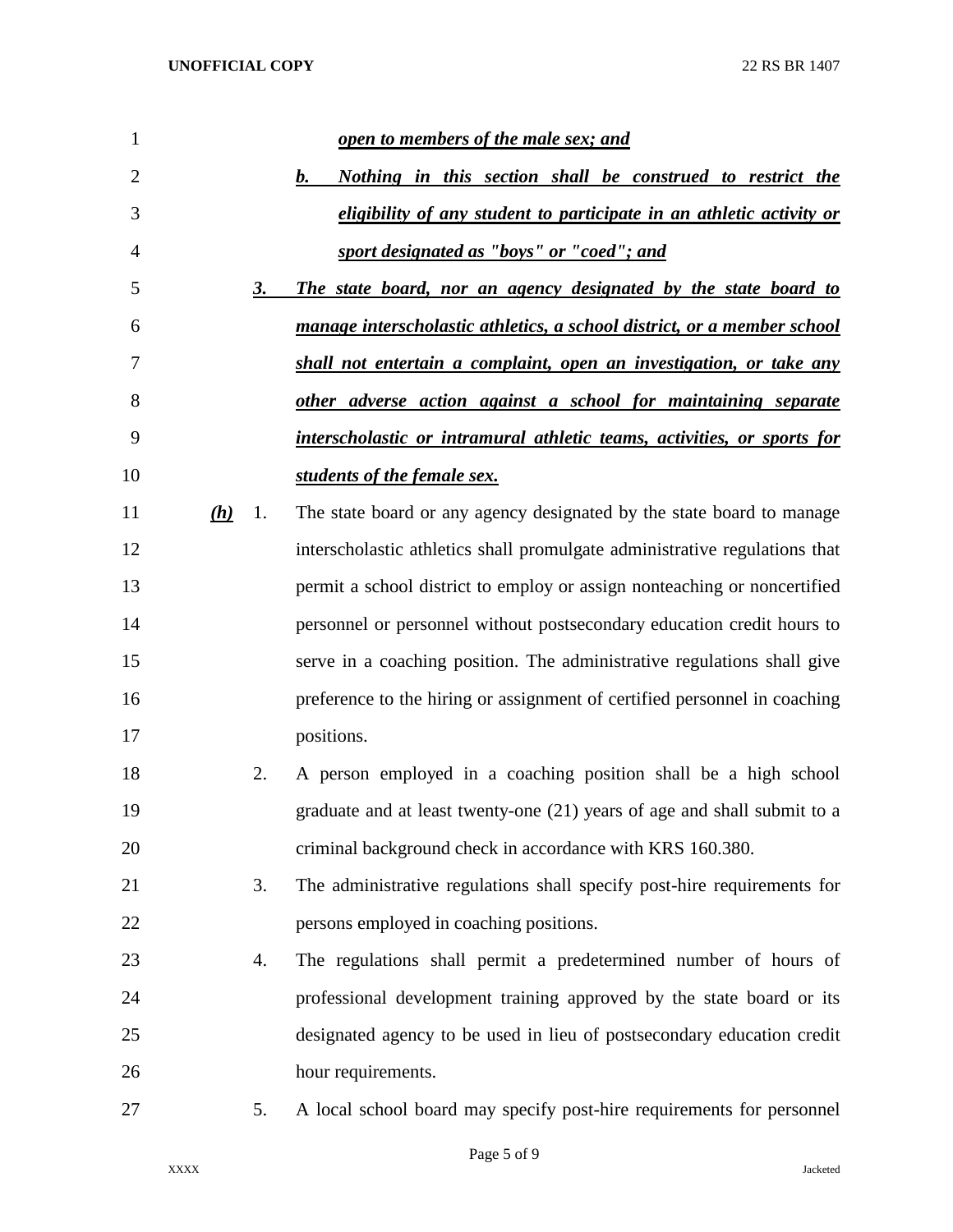***open to members of the male sex; and***

***b. Nothing in this section shall be construed to restrict the eligibility of any student to participate in an athletic activity or sport designated as "boys" or "coed"; and***

***3. The state board, nor an agency designated by the state board to manage interscholastic athletics, a school district, or a member school shall not entertain a complaint, open an investigation, or take any other adverse action against a school for maintaining separate interscholastic or intramural athletic teams, activities, or sports for students of the female sex.***

***(h)*** 1. The state board or any agency designated by the state board to manage interscholastic athletics shall promulgate administrative regulations that permit a school district to employ or assign nonteaching or noncertified personnel or personnel without postsecondary education credit hours to serve in a coaching position. The administrative regulations shall give preference to the hiring or assignment of certified personnel in coaching positions.

2. A person employed in a coaching position shall be a high school graduate and at least twenty-one (21) years of age and shall submit to a criminal background check in accordance with KRS 160.380.

3. The administrative regulations shall specify post-hire requirements for persons employed in coaching positions.

4. The regulations shall permit a predetermined number of hours of professional development training approved by the state board or its designated agency to be used in lieu of postsecondary education credit hour requirements.

5. A local school board may specify post-hire requirements for personnel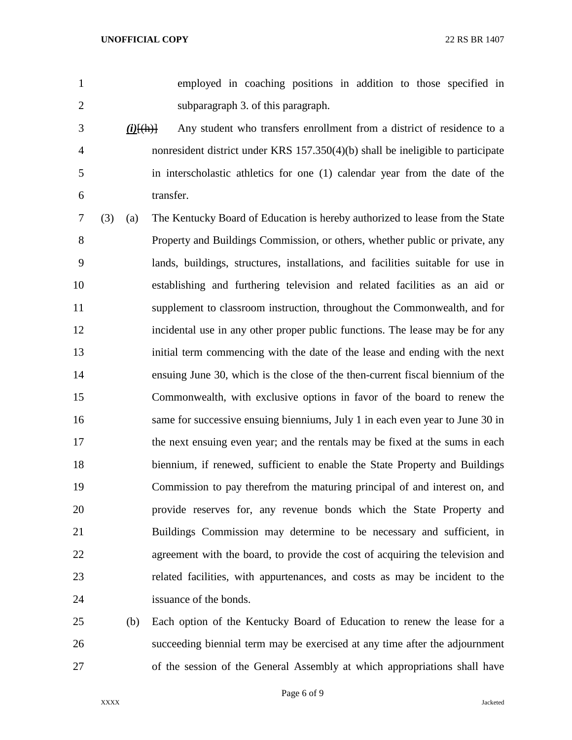employed in coaching positions in addition to those specified in subparagraph 3. of this paragraph.

***(i)***~~[(h)]~~ Any student who transfers enrollment from a district of residence to a nonresident district under KRS 157.350(4)(b) shall be ineligible to participate in interscholastic athletics for one (1) calendar year from the date of the transfer.

(3) (a) The Kentucky Board of Education is hereby authorized to lease from the State Property and Buildings Commission, or others, whether public or private, any lands, buildings, structures, installations, and facilities suitable for use in establishing and furthering television and related facilities as an aid or supplement to classroom instruction, throughout the Commonwealth, and for incidental use in any other proper public functions. The lease may be for any initial term commencing with the date of the lease and ending with the next ensuing June 30, which is the close of the then-current fiscal biennium of the Commonwealth, with exclusive options in favor of the board to renew the same for successive ensuing bienniums, July 1 in each even year to June 30 in the next ensuing even year; and the rentals may be fixed at the sums in each biennium, if renewed, sufficient to enable the State Property and Buildings Commission to pay therefrom the maturing principal of and interest on, and provide reserves for, any revenue bonds which the State Property and Buildings Commission may determine to be necessary and sufficient, in agreement with the board, to provide the cost of acquiring the television and related facilities, with appurtenances, and costs as may be incident to the issuance of the bonds.

(b) Each option of the Kentucky Board of Education to renew the lease for a succeeding biennial term may be exercised at any time after the adjournment of the session of the General Assembly at which appropriations shall have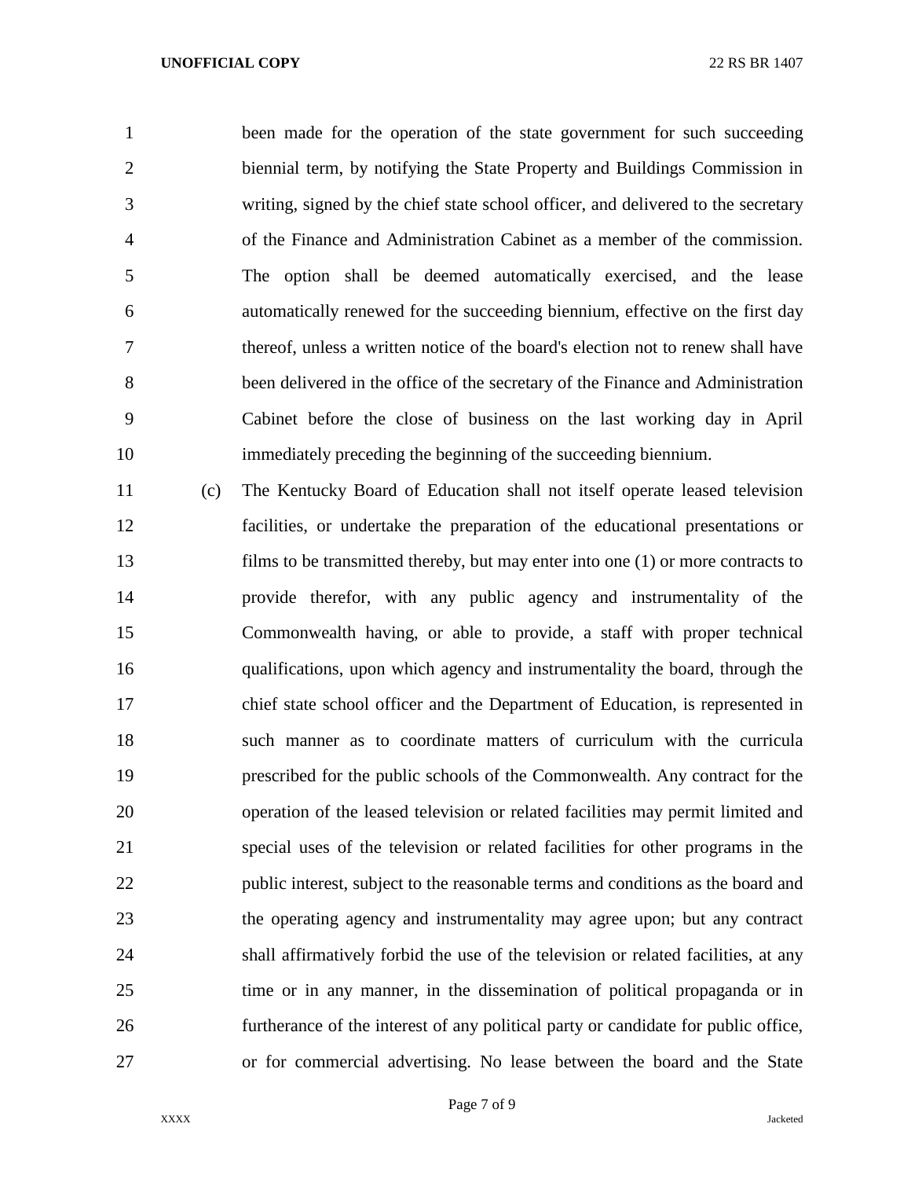been made for the operation of the state government for such succeeding biennial term, by notifying the State Property and Buildings Commission in writing, signed by the chief state school officer, and delivered to the secretary of the Finance and Administration Cabinet as a member of the commission. The option shall be deemed automatically exercised, and the lease automatically renewed for the succeeding biennium, effective on the first day thereof, unless a written notice of the board's election not to renew shall have been delivered in the office of the secretary of the Finance and Administration Cabinet before the close of business on the last working day in April immediately preceding the beginning of the succeeding biennium.

(c) The Kentucky Board of Education shall not itself operate leased television facilities, or undertake the preparation of the educational presentations or films to be transmitted thereby, but may enter into one (1) or more contracts to provide therefor, with any public agency and instrumentality of the Commonwealth having, or able to provide, a staff with proper technical qualifications, upon which agency and instrumentality the board, through the chief state school officer and the Department of Education, is represented in such manner as to coordinate matters of curriculum with the curricula prescribed for the public schools of the Commonwealth. Any contract for the operation of the leased television or related facilities may permit limited and special uses of the television or related facilities for other programs in the public interest, subject to the reasonable terms and conditions as the board and the operating agency and instrumentality may agree upon; but any contract shall affirmatively forbid the use of the television or related facilities, at any time or in any manner, in the dissemination of political propaganda or in furtherance of the interest of any political party or candidate for public office, or for commercial advertising. No lease between the board and the State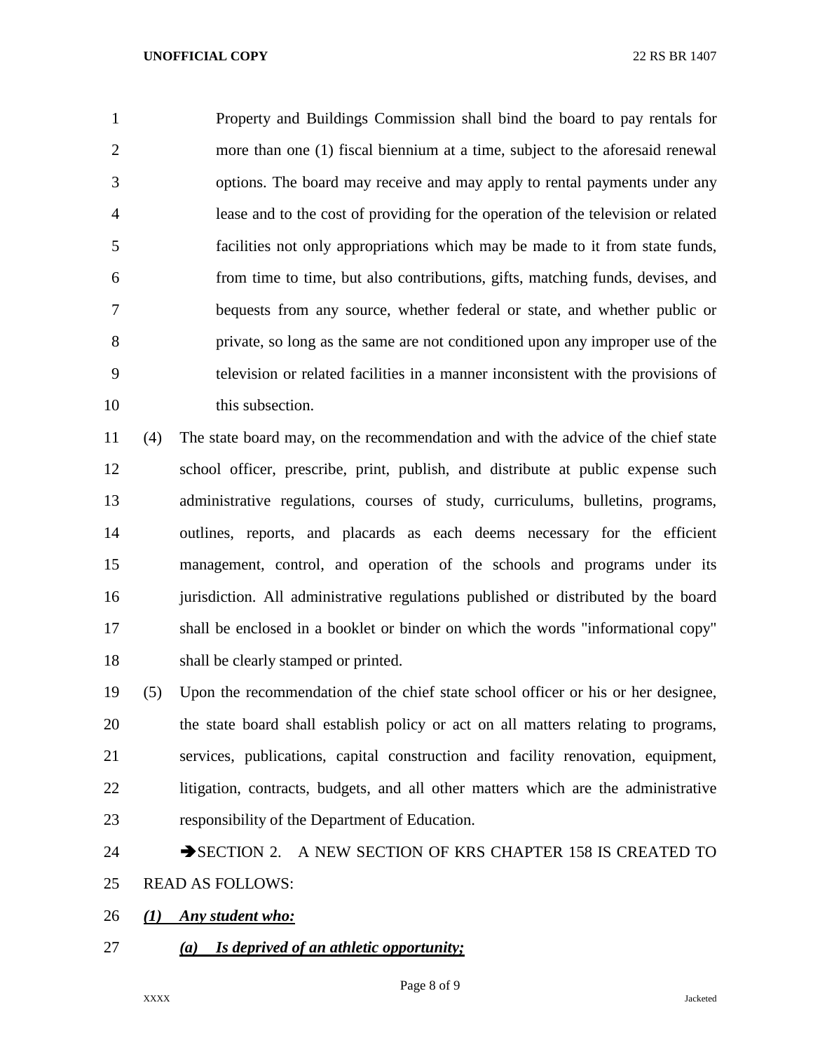Property and Buildings Commission shall bind the board to pay rentals for more than one (1) fiscal biennium at a time, subject to the aforesaid renewal options. The board may receive and may apply to rental payments under any lease and to the cost of providing for the operation of the television or related facilities not only appropriations which may be made to it from state funds, from time to time, but also contributions, gifts, matching funds, devises, and bequests from any source, whether federal or state, and whether public or private, so long as the same are not conditioned upon any improper use of the television or related facilities in a manner inconsistent with the provisions of this subsection.

(4) The state board may, on the recommendation and with the advice of the chief state school officer, prescribe, print, publish, and distribute at public expense such administrative regulations, courses of study, curriculums, bulletins, programs, outlines, reports, and placards as each deems necessary for the efficient management, control, and operation of the schools and programs under its jurisdiction. All administrative regulations published or distributed by the board shall be enclosed in a booklet or binder on which the words "informational copy" shall be clearly stamped or printed.

(5) Upon the recommendation of the chief state school officer or his or her designee, the state board shall establish policy or act on all matters relating to programs, services, publications, capital construction and facility renovation, equipment, litigation, contracts, budgets, and all other matters which are the administrative responsibility of the Department of Education.

➔SECTION 2. A NEW SECTION OF KRS CHAPTER 158 IS CREATED TO READ AS FOLLOWS:

***(1) Any student who:***

***(a) Is deprived of an athletic opportunity;***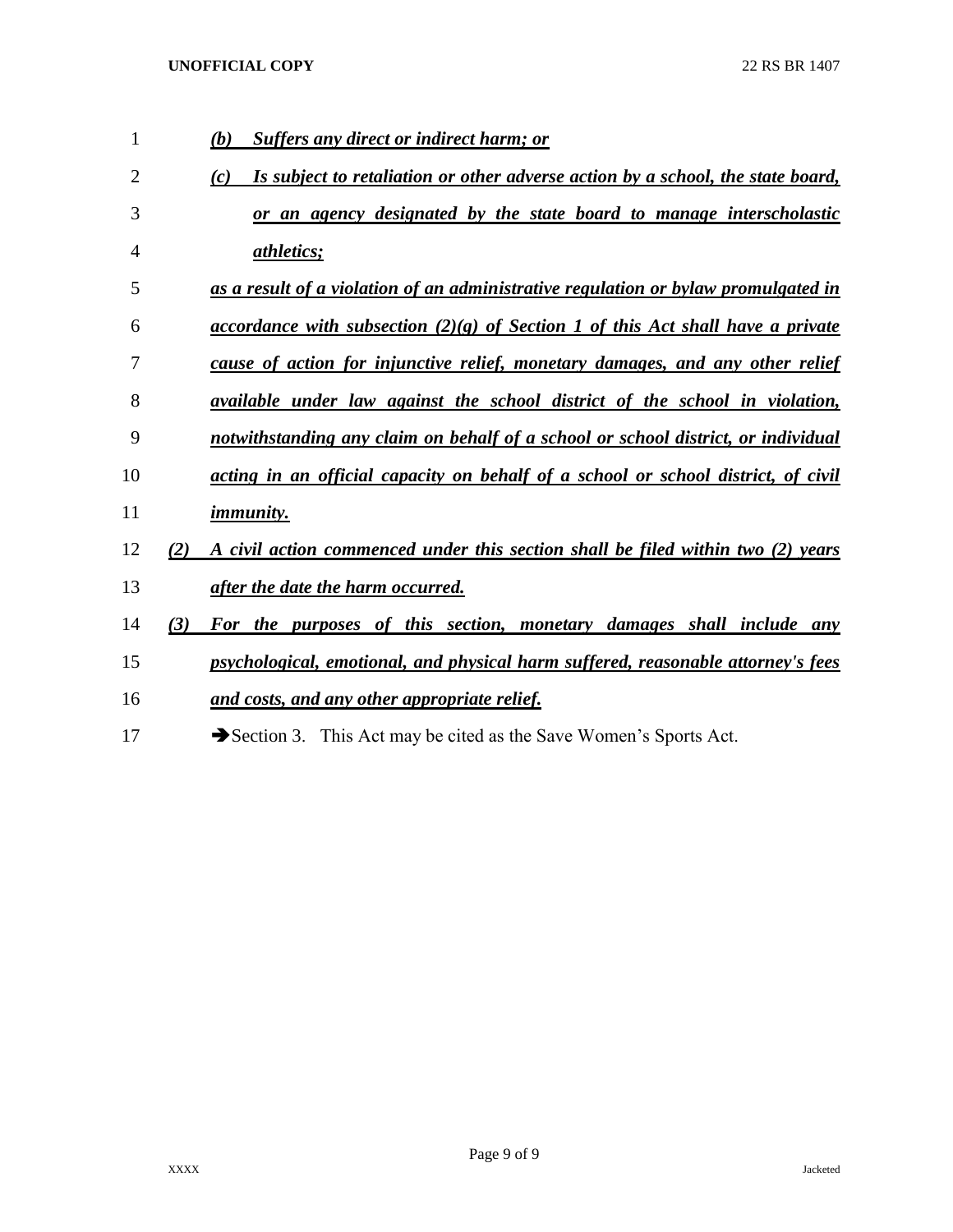*(b) Suffers any direct or indirect harm; or*

*(c) Is subject to retaliation or other adverse action by a school, the state board, or an agency designated by the state board to manage interscholastic athletics;*

*as a result of a violation of an administrative regulation or bylaw promulgated in accordance with subsection (2)(g) of Section 1 of this Act shall have a private cause of action for injunctive relief, monetary damages, and any other relief available under law against the school district of the school in violation, notwithstanding any claim on behalf of a school or school district, or individual acting in an official capacity on behalf of a school or school district, of civil immunity.*

*(2) A civil action commenced under this section shall be filed within two (2) years after the date the harm occurred.*

*(3) For the purposes of this section, monetary damages shall include any psychological, emotional, and physical harm suffered, reasonable attorney's fees and costs, and any other appropriate relief.*

➔Section 3. This Act may be cited as the Save Women's Sports Act.